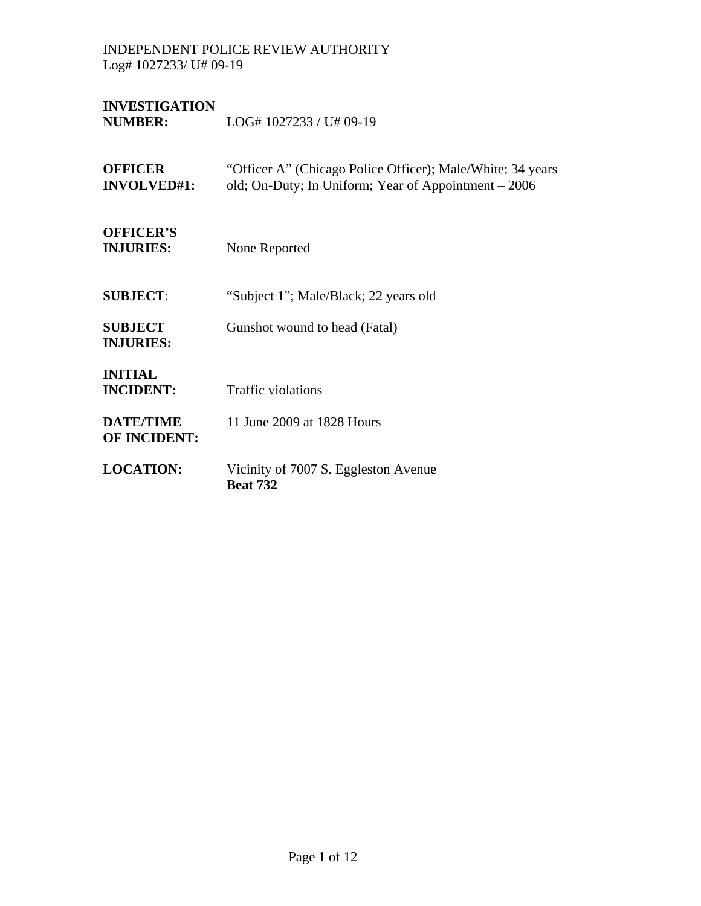**INVESTIGATION NUMBER:** LOG# 1027233 / U# 09-19

**OFFICER INVOLVED#1:** "Officer A" (Chicago Police Officer); Male/White; 34 years old; On-Duty; In Uniform; Year of Appointment – 2006

**OFFICER'S INJURIES:** None Reported

**SUBJECT:** "Subject 1"; Male/Black; 22 years old

**SUBJECT INJURIES:** Gunshot wound to head (Fatal)

**INITIAL INCIDENT:** Traffic violations

**DATE/TIME OF INCIDENT:** 11 June 2009 at 1828 Hours

**LOCATION:** Vicinity of 7007 S. Eggleston Avenue
**Beat 732**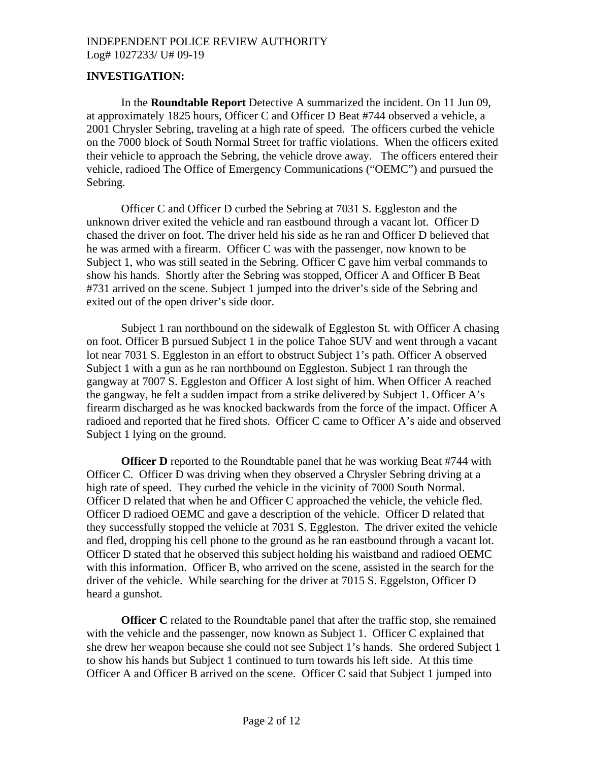**INVESTIGATION:**

In the **Roundtable Report** Detective A summarized the incident. On 11 Jun 09, at approximately 1825 hours, Officer C and Officer D Beat #744 observed a vehicle, a 2001 Chrysler Sebring, traveling at a high rate of speed. The officers curbed the vehicle on the 7000 block of South Normal Street for traffic violations. When the officers exited their vehicle to approach the Sebring, the vehicle drove away. The officers entered their vehicle, radioed The Office of Emergency Communications ("OEMC") and pursued the Sebring.

Officer C and Officer D curbed the Sebring at 7031 S. Eggleston and the unknown driver exited the vehicle and ran eastbound through a vacant lot. Officer D chased the driver on foot. The driver held his side as he ran and Officer D believed that he was armed with a firearm. Officer C was with the passenger, now known to be Subject 1, who was still seated in the Sebring. Officer C gave him verbal commands to show his hands. Shortly after the Sebring was stopped, Officer A and Officer B Beat #731 arrived on the scene. Subject 1 jumped into the driver's side of the Sebring and exited out of the open driver's side door.

Subject 1 ran northbound on the sidewalk of Eggleston St. with Officer A chasing on foot. Officer B pursued Subject 1 in the police Tahoe SUV and went through a vacant lot near 7031 S. Eggleston in an effort to obstruct Subject 1's path. Officer A observed Subject 1 with a gun as he ran northbound on Eggleston. Subject 1 ran through the gangway at 7007 S. Eggleston and Officer A lost sight of him. When Officer A reached the gangway, he felt a sudden impact from a strike delivered by Subject 1. Officer A's firearm discharged as he was knocked backwards from the force of the impact. Officer A radioed and reported that he fired shots. Officer C came to Officer A's aide and observed Subject 1 lying on the ground.

**Officer D** reported to the Roundtable panel that he was working Beat #744 with Officer C. Officer D was driving when they observed a Chrysler Sebring driving at a high rate of speed. They curbed the vehicle in the vicinity of 7000 South Normal. Officer D related that when he and Officer C approached the vehicle, the vehicle fled. Officer D radioed OEMC and gave a description of the vehicle. Officer D related that they successfully stopped the vehicle at 7031 S. Eggleston. The driver exited the vehicle and fled, dropping his cell phone to the ground as he ran eastbound through a vacant lot. Officer D stated that he observed this subject holding his waistband and radioed OEMC with this information. Officer B, who arrived on the scene, assisted in the search for the driver of the vehicle. While searching for the driver at 7015 S. Eggelston, Officer D heard a gunshot.

**Officer C** related to the Roundtable panel that after the traffic stop, she remained with the vehicle and the passenger, now known as Subject 1. Officer C explained that she drew her weapon because she could not see Subject 1's hands. She ordered Subject 1 to show his hands but Subject 1 continued to turn towards his left side. At this time Officer A and Officer B arrived on the scene. Officer C said that Subject 1 jumped into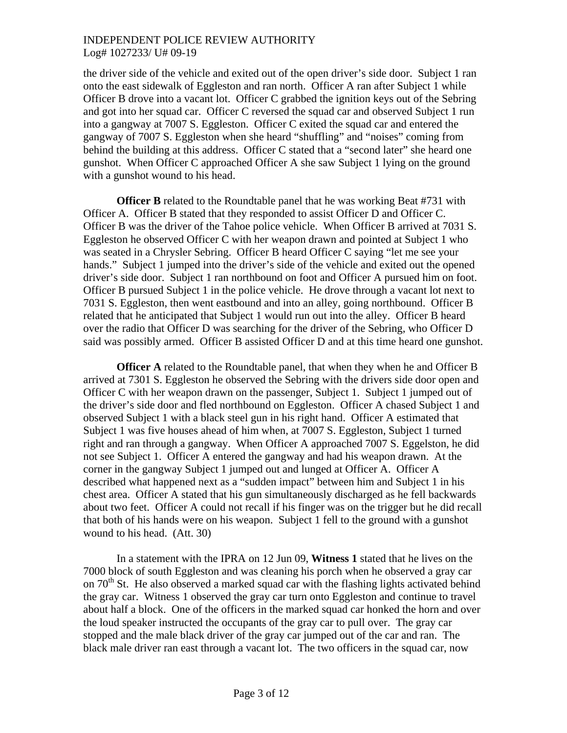the driver side of the vehicle and exited out of the open driver's side door. Subject 1 ran onto the east sidewalk of Eggleston and ran north. Officer A ran after Subject 1 while Officer B drove into a vacant lot. Officer C grabbed the ignition keys out of the Sebring and got into her squad car. Officer C reversed the squad car and observed Subject 1 run into a gangway at 7007 S. Eggleston. Officer C exited the squad car and entered the gangway of 7007 S. Eggleston when she heard "shuffling" and "noises" coming from behind the building at this address. Officer C stated that a "second later" she heard one gunshot. When Officer C approached Officer A she saw Subject 1 lying on the ground with a gunshot wound to his head.

**Officer B** related to the Roundtable panel that he was working Beat #731 with Officer A. Officer B stated that they responded to assist Officer D and Officer C. Officer B was the driver of the Tahoe police vehicle. When Officer B arrived at 7031 S. Eggleston he observed Officer C with her weapon drawn and pointed at Subject 1 who was seated in a Chrysler Sebring. Officer B heard Officer C saying "let me see your hands." Subject 1 jumped into the driver's side of the vehicle and exited out the opened driver's side door. Subject 1 ran northbound on foot and Officer A pursued him on foot. Officer B pursued Subject 1 in the police vehicle. He drove through a vacant lot next to 7031 S. Eggleston, then went eastbound and into an alley, going northbound. Officer B related that he anticipated that Subject 1 would run out into the alley. Officer B heard over the radio that Officer D was searching for the driver of the Sebring, who Officer D said was possibly armed. Officer B assisted Officer D and at this time heard one gunshot.

**Officer A** related to the Roundtable panel, that when they when he and Officer B arrived at 7301 S. Eggleston he observed the Sebring with the drivers side door open and Officer C with her weapon drawn on the passenger, Subject 1. Subject 1 jumped out of the driver's side door and fled northbound on Eggleston. Officer A chased Subject 1 and observed Subject 1 with a black steel gun in his right hand. Officer A estimated that Subject 1 was five houses ahead of him when, at 7007 S. Eggleston, Subject 1 turned right and ran through a gangway. When Officer A approached 7007 S. Eggelston, he did not see Subject 1. Officer A entered the gangway and had his weapon drawn. At the corner in the gangway Subject 1 jumped out and lunged at Officer A. Officer A described what happened next as a "sudden impact" between him and Subject 1 in his chest area. Officer A stated that his gun simultaneously discharged as he fell backwards about two feet. Officer A could not recall if his finger was on the trigger but he did recall that both of his hands were on his weapon. Subject 1 fell to the ground with a gunshot wound to his head. (Att. 30)

In a statement with the IPRA on 12 Jun 09, **Witness 1** stated that he lives on the 7000 block of south Eggleston and was cleaning his porch when he observed a gray car on 70th St. He also observed a marked squad car with the flashing lights activated behind the gray car. Witness 1 observed the gray car turn onto Eggleston and continue to travel about half a block. One of the officers in the marked squad car honked the horn and over the loud speaker instructed the occupants of the gray car to pull over. The gray car stopped and the male black driver of the gray car jumped out of the car and ran. The black male driver ran east through a vacant lot. The two officers in the squad car, now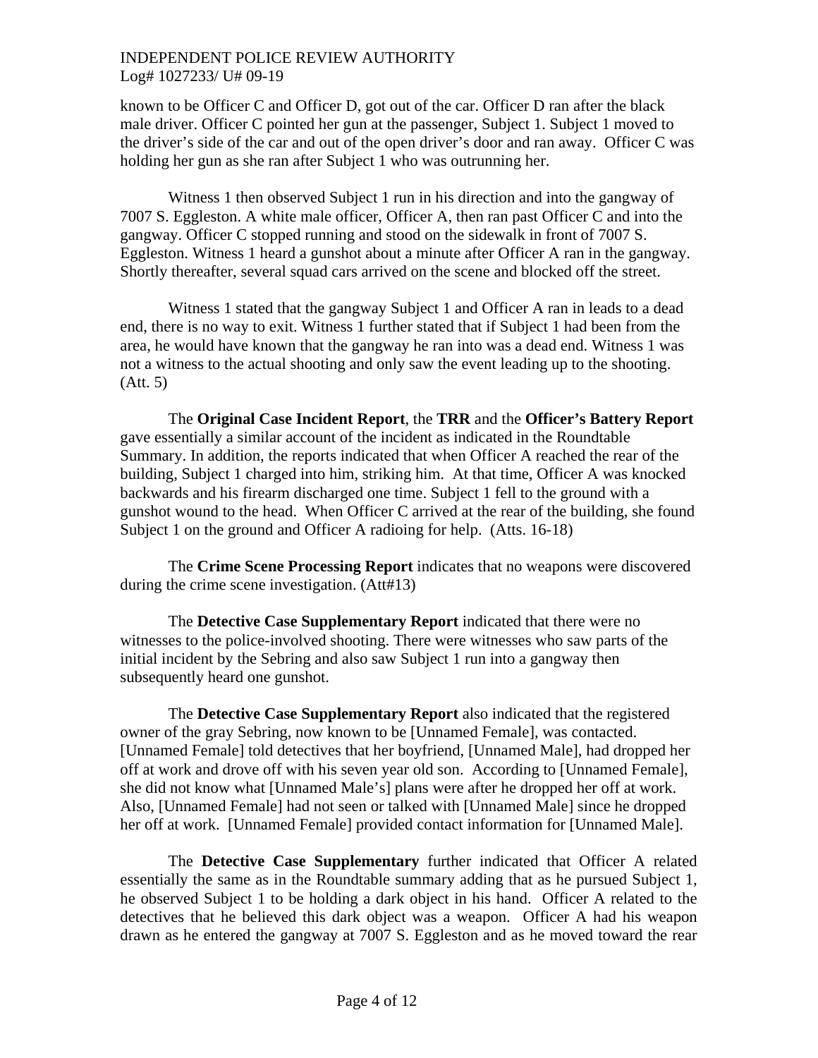known to be Officer C and Officer D, got out of the car. Officer D ran after the black male driver. Officer C pointed her gun at the passenger, Subject 1. Subject 1 moved to the driver's side of the car and out of the open driver's door and ran away. Officer C was holding her gun as she ran after Subject 1 who was outrunning her.

Witness 1 then observed Subject 1 run in his direction and into the gangway of 7007 S. Eggleston. A white male officer, Officer A, then ran past Officer C and into the gangway. Officer C stopped running and stood on the sidewalk in front of 7007 S. Eggleston. Witness 1 heard a gunshot about a minute after Officer A ran in the gangway. Shortly thereafter, several squad cars arrived on the scene and blocked off the street.

Witness 1 stated that the gangway Subject 1 and Officer A ran in leads to a dead end, there is no way to exit. Witness 1 further stated that if Subject 1 had been from the area, he would have known that the gangway he ran into was a dead end. Witness 1 was not a witness to the actual shooting and only saw the event leading up to the shooting. (Att. 5)

The **Original Case Incident Report**, the **TRR** and the **Officer's Battery Report** gave essentially a similar account of the incident as indicated in the Roundtable Summary. In addition, the reports indicated that when Officer A reached the rear of the building, Subject 1 charged into him, striking him. At that time, Officer A was knocked backwards and his firearm discharged one time. Subject 1 fell to the ground with a gunshot wound to the head. When Officer C arrived at the rear of the building, she found Subject 1 on the ground and Officer A radioing for help. (Atts. 16-18)

The **Crime Scene Processing Report** indicates that no weapons were discovered during the crime scene investigation. (Att#13)

The **Detective Case Supplementary Report** indicated that there were no witnesses to the police-involved shooting. There were witnesses who saw parts of the initial incident by the Sebring and also saw Subject 1 run into a gangway then subsequently heard one gunshot.

The **Detective Case Supplementary Report** also indicated that the registered owner of the gray Sebring, now known to be [Unnamed Female], was contacted. [Unnamed Female] told detectives that her boyfriend, [Unnamed Male], had dropped her off at work and drove off with his seven year old son. According to [Unnamed Female], she did not know what [Unnamed Male's] plans were after he dropped her off at work. Also, [Unnamed Female] had not seen or talked with [Unnamed Male] since he dropped her off at work. [Unnamed Female] provided contact information for [Unnamed Male].

The **Detective Case Supplementary** further indicated that Officer A related essentially the same as in the Roundtable summary adding that as he pursued Subject 1, he observed Subject 1 to be holding a dark object in his hand. Officer A related to the detectives that he believed this dark object was a weapon. Officer A had his weapon drawn as he entered the gangway at 7007 S. Eggleston and as he moved toward the rear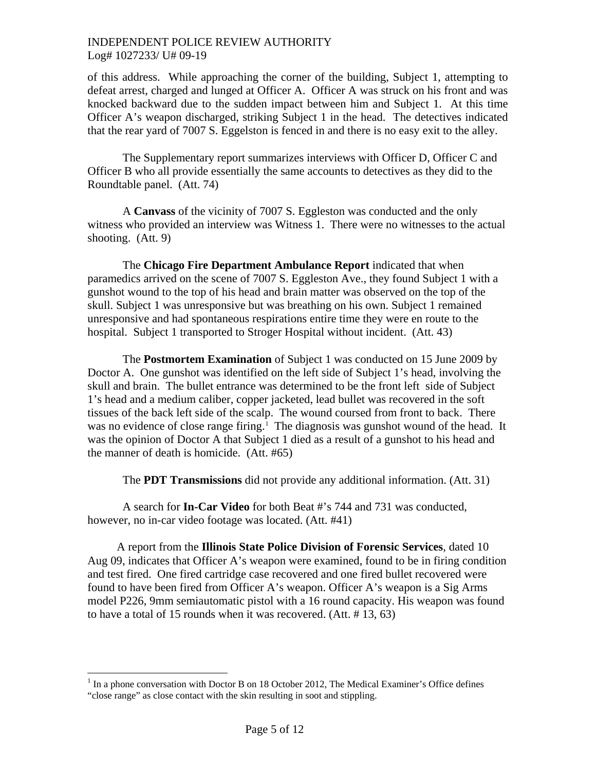of this address. While approaching the corner of the building, Subject 1, attempting to defeat arrest, charged and lunged at Officer A. Officer A was struck on his front and was knocked backward due to the sudden impact between him and Subject 1. At this time Officer A's weapon discharged, striking Subject 1 in the head. The detectives indicated that the rear yard of 7007 S. Eggelston is fenced in and there is no easy exit to the alley.

The Supplementary report summarizes interviews with Officer D, Officer C and Officer B who all provide essentially the same accounts to detectives as they did to the Roundtable panel. (Att. 74)

A **Canvass** of the vicinity of 7007 S. Eggleston was conducted and the only witness who provided an interview was Witness 1. There were no witnesses to the actual shooting. (Att. 9)

The **Chicago Fire Department Ambulance Report** indicated that when paramedics arrived on the scene of 7007 S. Eggleston Ave., they found Subject 1 with a gunshot wound to the top of his head and brain matter was observed on the top of the skull. Subject 1 was unresponsive but was breathing on his own. Subject 1 remained unresponsive and had spontaneous respirations entire time they were en route to the hospital. Subject 1 transported to Stroger Hospital without incident. (Att. 43)

The **Postmortem Examination** of Subject 1 was conducted on 15 June 2009 by Doctor A. One gunshot was identified on the left side of Subject 1's head, involving the skull and brain. The bullet entrance was determined to be the front left side of Subject 1's head and a medium caliber, copper jacketed, lead bullet was recovered in the soft tissues of the back left side of the scalp. The wound coursed from front to back. There was no evidence of close range firing.[1] The diagnosis was gunshot wound of the head. It was the opinion of Doctor A that Subject 1 died as a result of a gunshot to his head and the manner of death is homicide. (Att. #65)

The **PDT Transmissions** did not provide any additional information. (Att. 31)

A search for **In-Car Video** for both Beat #'s 744 and 731 was conducted, however, no in-car video footage was located. (Att. #41)

A report from the **Illinois State Police Division of Forensic Services**, dated 10 Aug 09, indicates that Officer A's weapon were examined, found to be in firing condition and test fired. One fired cartridge case recovered and one fired bullet recovered were found to have been fired from Officer A's weapon. Officer A's weapon is a Sig Arms model P226, 9mm semiautomatic pistol with a 16 round capacity. His weapon was found to have a total of 15 rounds when it was recovered. (Att. # 13, 63)

---

[1] In a phone conversation with Doctor B on 18 October 2012, The Medical Examiner's Office defines "close range" as close contact with the skin resulting in soot and stippling.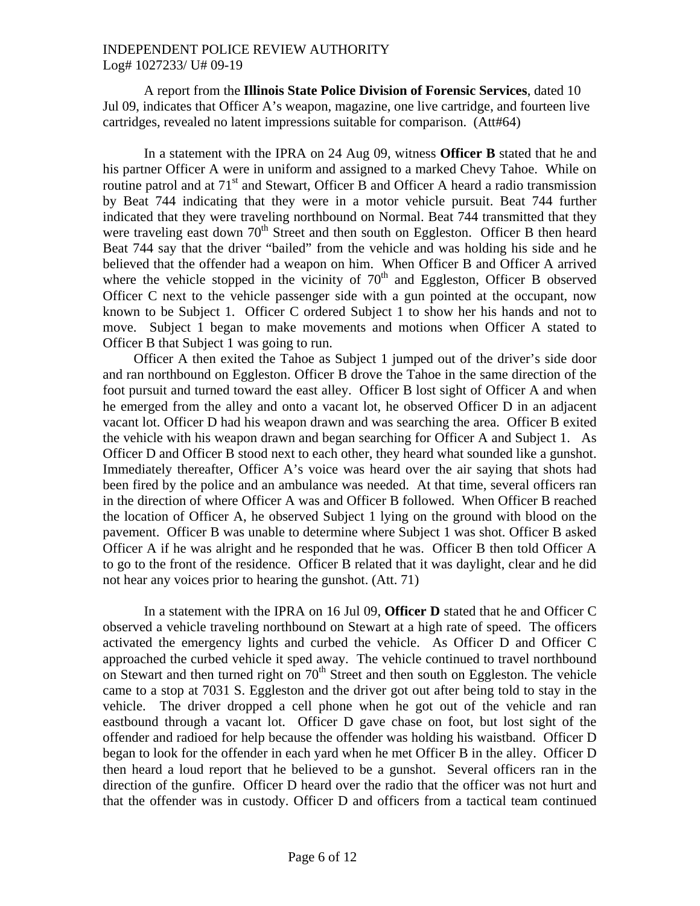A report from the **Illinois State Police Division of Forensic Services**, dated 10 Jul 09, indicates that Officer A's weapon, magazine, one live cartridge, and fourteen live cartridges, revealed no latent impressions suitable for comparison. (Att#64)

In a statement with the IPRA on 24 Aug 09, witness **Officer B** stated that he and his partner Officer A were in uniform and assigned to a marked Chevy Tahoe. While on routine patrol and at 71st and Stewart, Officer B and Officer A heard a radio transmission by Beat 744 indicating that they were in a motor vehicle pursuit. Beat 744 further indicated that they were traveling northbound on Normal. Beat 744 transmitted that they were traveling east down 70th Street and then south on Eggleston. Officer B then heard Beat 744 say that the driver "bailed" from the vehicle and was holding his side and he believed that the offender had a weapon on him. When Officer B and Officer A arrived where the vehicle stopped in the vicinity of 70th and Eggleston, Officer B observed Officer C next to the vehicle passenger side with a gun pointed at the occupant, now known to be Subject 1. Officer C ordered Subject 1 to show her his hands and not to move. Subject 1 began to make movements and motions when Officer A stated to Officer B that Subject 1 was going to run.

Officer A then exited the Tahoe as Subject 1 jumped out of the driver's side door and ran northbound on Eggleston. Officer B drove the Tahoe in the same direction of the foot pursuit and turned toward the east alley. Officer B lost sight of Officer A and when he emerged from the alley and onto a vacant lot, he observed Officer D in an adjacent vacant lot. Officer D had his weapon drawn and was searching the area. Officer B exited the vehicle with his weapon drawn and began searching for Officer A and Subject 1. As Officer D and Officer B stood next to each other, they heard what sounded like a gunshot. Immediately thereafter, Officer A's voice was heard over the air saying that shots had been fired by the police and an ambulance was needed. At that time, several officers ran in the direction of where Officer A was and Officer B followed. When Officer B reached the location of Officer A, he observed Subject 1 lying on the ground with blood on the pavement. Officer B was unable to determine where Subject 1 was shot. Officer B asked Officer A if he was alright and he responded that he was. Officer B then told Officer A to go to the front of the residence. Officer B related that it was daylight, clear and he did not hear any voices prior to hearing the gunshot. (Att. 71)

In a statement with the IPRA on 16 Jul 09, **Officer D** stated that he and Officer C observed a vehicle traveling northbound on Stewart at a high rate of speed. The officers activated the emergency lights and curbed the vehicle. As Officer D and Officer C approached the curbed vehicle it sped away. The vehicle continued to travel northbound on Stewart and then turned right on 70th Street and then south on Eggleston. The vehicle came to a stop at 7031 S. Eggleston and the driver got out after being told to stay in the vehicle. The driver dropped a cell phone when he got out of the vehicle and ran eastbound through a vacant lot. Officer D gave chase on foot, but lost sight of the offender and radioed for help because the offender was holding his waistband. Officer D began to look for the offender in each yard when he met Officer B in the alley. Officer D then heard a loud report that he believed to be a gunshot. Several officers ran in the direction of the gunfire. Officer D heard over the radio that the officer was not hurt and that the offender was in custody. Officer D and officers from a tactical team continued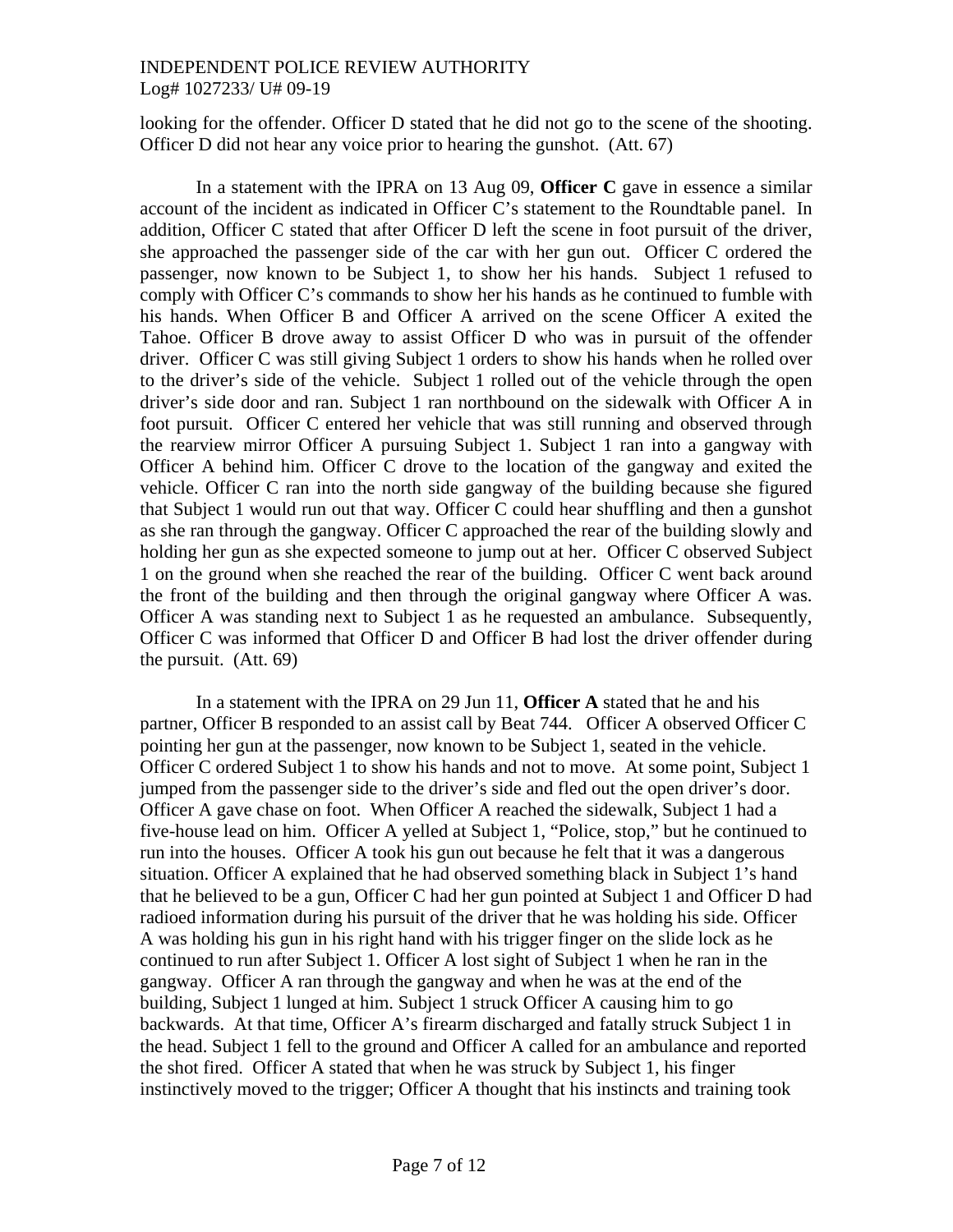looking for the offender. Officer D stated that he did not go to the scene of the shooting. Officer D did not hear any voice prior to hearing the gunshot. (Att. 67)

In a statement with the IPRA on 13 Aug 09, **Officer C** gave in essence a similar account of the incident as indicated in Officer C's statement to the Roundtable panel. In addition, Officer C stated that after Officer D left the scene in foot pursuit of the driver, she approached the passenger side of the car with her gun out. Officer C ordered the passenger, now known to be Subject 1, to show her his hands. Subject 1 refused to comply with Officer C's commands to show her his hands as he continued to fumble with his hands. When Officer B and Officer A arrived on the scene Officer A exited the Tahoe. Officer B drove away to assist Officer D who was in pursuit of the offender driver. Officer C was still giving Subject 1 orders to show his hands when he rolled over to the driver's side of the vehicle. Subject 1 rolled out of the vehicle through the open driver's side door and ran. Subject 1 ran northbound on the sidewalk with Officer A in foot pursuit. Officer C entered her vehicle that was still running and observed through the rearview mirror Officer A pursuing Subject 1. Subject 1 ran into a gangway with Officer A behind him. Officer C drove to the location of the gangway and exited the vehicle. Officer C ran into the north side gangway of the building because she figured that Subject 1 would run out that way. Officer C could hear shuffling and then a gunshot as she ran through the gangway. Officer C approached the rear of the building slowly and holding her gun as she expected someone to jump out at her. Officer C observed Subject 1 on the ground when she reached the rear of the building. Officer C went back around the front of the building and then through the original gangway where Officer A was. Officer A was standing next to Subject 1 as he requested an ambulance. Subsequently, Officer C was informed that Officer D and Officer B had lost the driver offender during the pursuit. (Att. 69)

In a statement with the IPRA on 29 Jun 11, **Officer A** stated that he and his partner, Officer B responded to an assist call by Beat 744. Officer A observed Officer C pointing her gun at the passenger, now known to be Subject 1, seated in the vehicle. Officer C ordered Subject 1 to show his hands and not to move. At some point, Subject 1 jumped from the passenger side to the driver's side and fled out the open driver's door. Officer A gave chase on foot. When Officer A reached the sidewalk, Subject 1 had a five-house lead on him. Officer A yelled at Subject 1, "Police, stop," but he continued to run into the houses. Officer A took his gun out because he felt that it was a dangerous situation. Officer A explained that he had observed something black in Subject 1's hand that he believed to be a gun, Officer C had her gun pointed at Subject 1 and Officer D had radioed information during his pursuit of the driver that he was holding his side. Officer A was holding his gun in his right hand with his trigger finger on the slide lock as he continued to run after Subject 1. Officer A lost sight of Subject 1 when he ran in the gangway. Officer A ran through the gangway and when he was at the end of the building, Subject 1 lunged at him. Subject 1 struck Officer A causing him to go backwards. At that time, Officer A's firearm discharged and fatally struck Subject 1 in the head. Subject 1 fell to the ground and Officer A called for an ambulance and reported the shot fired. Officer A stated that when he was struck by Subject 1, his finger instinctively moved to the trigger; Officer A thought that his instincts and training took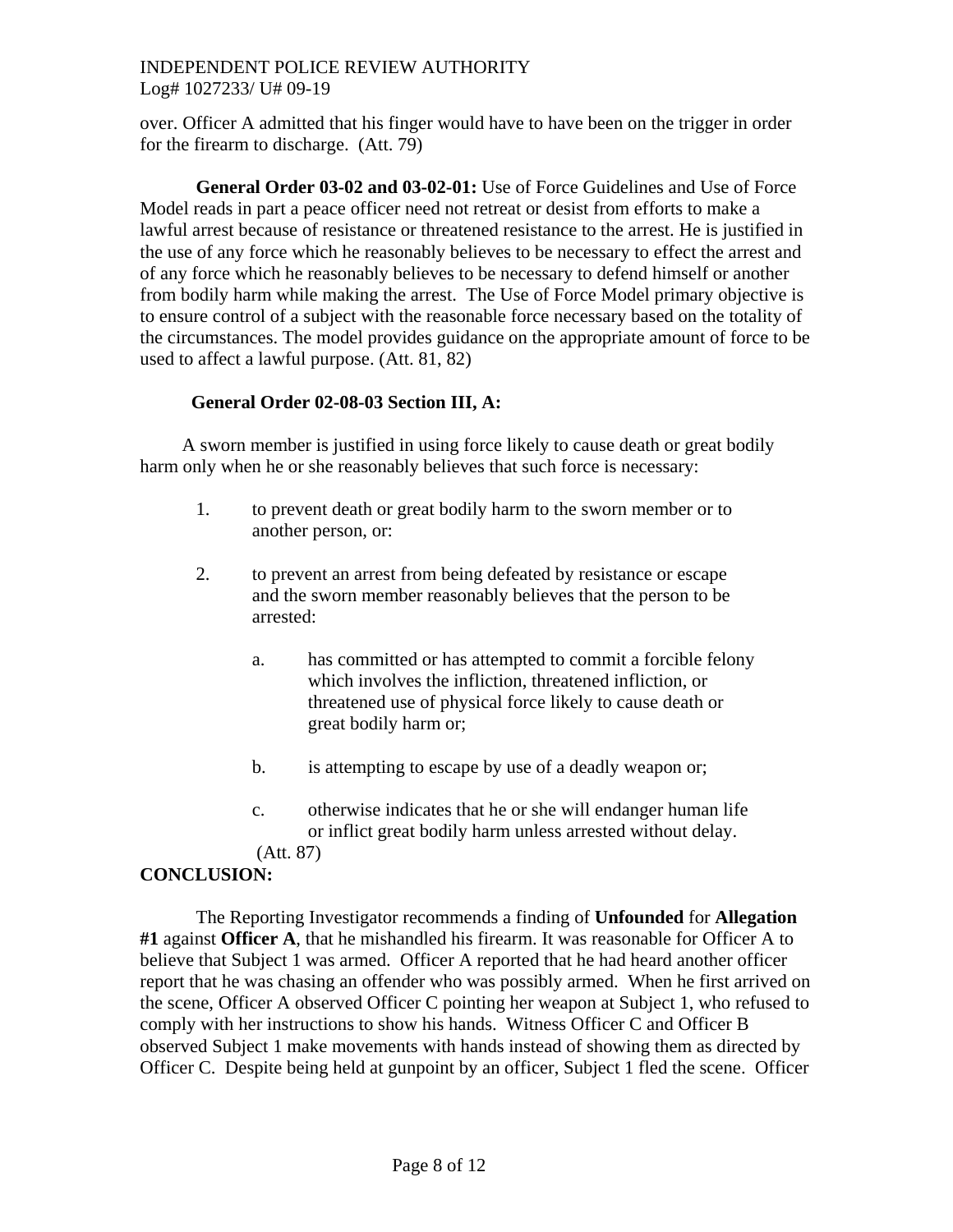over. Officer A admitted that his finger would have to have been on the trigger in order for the firearm to discharge. (Att. 79)

**General Order 03-02 and 03-02-01:** Use of Force Guidelines and Use of Force Model reads in part a peace officer need not retreat or desist from efforts to make a lawful arrest because of resistance or threatened resistance to the arrest. He is justified in the use of any force which he reasonably believes to be necessary to effect the arrest and of any force which he reasonably believes to be necessary to defend himself or another from bodily harm while making the arrest. The Use of Force Model primary objective is to ensure control of a subject with the reasonable force necessary based on the totality of the circumstances. The model provides guidance on the appropriate amount of force to be used to affect a lawful purpose. (Att. 81, 82)

**General Order 02-08-03 Section III, A:**

A sworn member is justified in using force likely to cause death or great bodily harm only when he or she reasonably believes that such force is necessary:

1. to prevent death or great bodily harm to the sworn member or to another person, or:

2. to prevent an arrest from being defeated by resistance or escape and the sworn member reasonably believes that the person to be arrested:

   a. has committed or has attempted to commit a forcible felony which involves the infliction, threatened infliction, or threatened use of physical force likely to cause death or great bodily harm or;

   b. is attempting to escape by use of a deadly weapon or;

   c. otherwise indicates that he or she will endanger human life or inflict great bodily harm unless arrested without delay.

(Att. 87)

**CONCLUSION:**

The Reporting Investigator recommends a finding of **Unfounded** for **Allegation #1** against **Officer A**, that he mishandled his firearm. It was reasonable for Officer A to believe that Subject 1 was armed. Officer A reported that he had heard another officer report that he was chasing an offender who was possibly armed. When he first arrived on the scene, Officer A observed Officer C pointing her weapon at Subject 1, who refused to comply with her instructions to show his hands. Witness Officer C and Officer B observed Subject 1 make movements with hands instead of showing them as directed by Officer C. Despite being held at gunpoint by an officer, Subject 1 fled the scene. Officer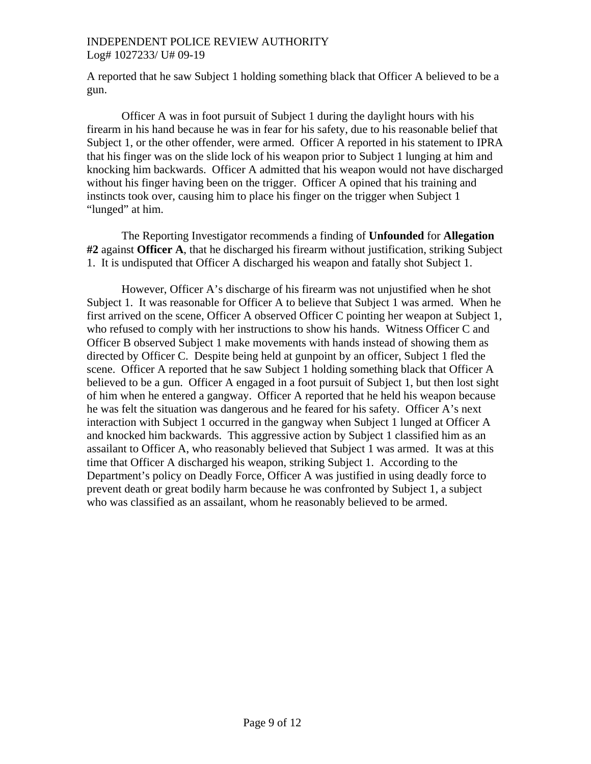A reported that he saw Subject 1 holding something black that Officer A believed to be a gun.

Officer A was in foot pursuit of Subject 1 during the daylight hours with his firearm in his hand because he was in fear for his safety, due to his reasonable belief that Subject 1, or the other offender, were armed. Officer A reported in his statement to IPRA that his finger was on the slide lock of his weapon prior to Subject 1 lunging at him and knocking him backwards. Officer A admitted that his weapon would not have discharged without his finger having been on the trigger. Officer A opined that his training and instincts took over, causing him to place his finger on the trigger when Subject 1 "lunged" at him.

The Reporting Investigator recommends a finding of **Unfounded** for **Allegation #2** against **Officer A**, that he discharged his firearm without justification, striking Subject 1. It is undisputed that Officer A discharged his weapon and fatally shot Subject 1.

However, Officer A's discharge of his firearm was not unjustified when he shot Subject 1. It was reasonable for Officer A to believe that Subject 1 was armed. When he first arrived on the scene, Officer A observed Officer C pointing her weapon at Subject 1, who refused to comply with her instructions to show his hands. Witness Officer C and Officer B observed Subject 1 make movements with hands instead of showing them as directed by Officer C. Despite being held at gunpoint by an officer, Subject 1 fled the scene. Officer A reported that he saw Subject 1 holding something black that Officer A believed to be a gun. Officer A engaged in a foot pursuit of Subject 1, but then lost sight of him when he entered a gangway. Officer A reported that he held his weapon because he was felt the situation was dangerous and he feared for his safety. Officer A's next interaction with Subject 1 occurred in the gangway when Subject 1 lunged at Officer A and knocked him backwards. This aggressive action by Subject 1 classified him as an assailant to Officer A, who reasonably believed that Subject 1 was armed. It was at this time that Officer A discharged his weapon, striking Subject 1. According to the Department's policy on Deadly Force, Officer A was justified in using deadly force to prevent death or great bodily harm because he was confronted by Subject 1, a subject who was classified as an assailant, whom he reasonably believed to be armed.